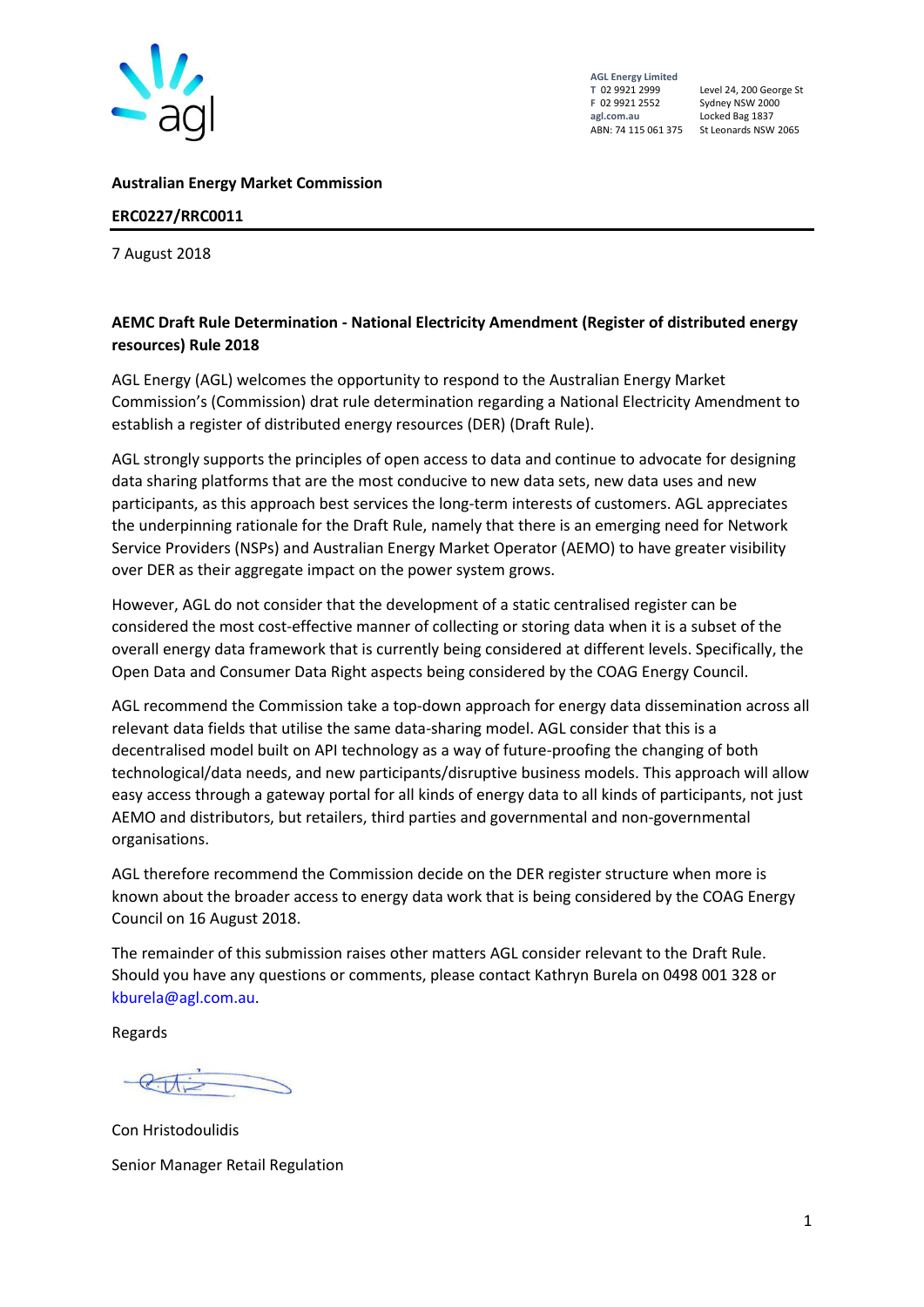AGL Energy Limited
T 02 9921 2999
F 02 9921 2552
agl.com.au
ABN: 74 115 061 375

Level 24, 200 George St
Sydney NSW 2000
Locked Bag 1837
St Leonards NSW 2065

**Australian Energy Market Commission**

**ERC0227/RRC0011**

7 August 2018

**AEMC Draft Rule Determination - National Electricity Amendment (Register of distributed energy resources) Rule 2018**

AGL Energy (AGL) welcomes the opportunity to respond to the Australian Energy Market Commission's (Commission) drat rule determination regarding a National Electricity Amendment to establish a register of distributed energy resources (DER) (Draft Rule).

AGL strongly supports the principles of open access to data and continue to advocate for designing data sharing platforms that are the most conducive to new data sets, new data uses and new participants, as this approach best services the long-term interests of customers. AGL appreciates the underpinning rationale for the Draft Rule, namely that there is an emerging need for Network Service Providers (NSPs) and Australian Energy Market Operator (AEMO) to have greater visibility over DER as their aggregate impact on the power system grows.

However, AGL do not consider that the development of a static centralised register can be considered the most cost-effective manner of collecting or storing data when it is a subset of the overall energy data framework that is currently being considered at different levels. Specifically, the Open Data and Consumer Data Right aspects being considered by the COAG Energy Council.

AGL recommend the Commission take a top-down approach for energy data dissemination across all relevant data fields that utilise the same data-sharing model. AGL consider that this is a decentralised model built on API technology as a way of future-proofing the changing of both technological/data needs, and new participants/disruptive business models. This approach will allow easy access through a gateway portal for all kinds of energy data to all kinds of participants, not just AEMO and distributors, but retailers, third parties and governmental and non-governmental organisations.

AGL therefore recommend the Commission decide on the DER register structure when more is known about the broader access to energy data work that is being considered by the COAG Energy Council on 16 August 2018.

The remainder of this submission raises other matters AGL consider relevant to the Draft Rule. Should you have any questions or comments, please contact Kathryn Burela on 0498 001 328 or kburela@agl.com.au.

Regards

Con Hristodoulidis

Senior Manager Retail Regulation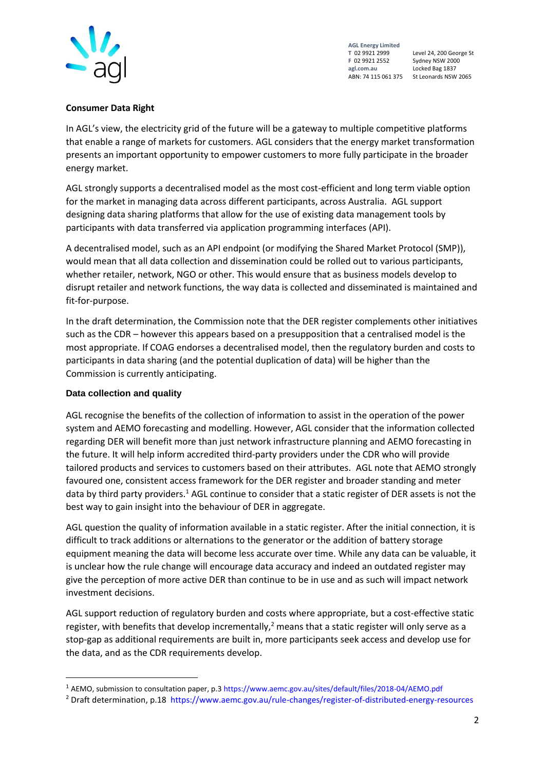**Consumer Data Right**

In AGL's view, the electricity grid of the future will be a gateway to multiple competitive platforms that enable a range of markets for customers. AGL considers that the energy market transformation presents an important opportunity to empower customers to more fully participate in the broader energy market.

AGL strongly supports a decentralised model as the most cost-efficient and long term viable option for the market in managing data across different participants, across Australia. AGL support designing data sharing platforms that allow for the use of existing data management tools by participants with data transferred via application programming interfaces (API).

A decentralised model, such as an API endpoint (or modifying the Shared Market Protocol (SMP)), would mean that all data collection and dissemination could be rolled out to various participants, whether retailer, network, NGO or other. This would ensure that as business models develop to disrupt retailer and network functions, the way data is collected and disseminated is maintained and fit-for-purpose.

In the draft determination, the Commission note that the DER register complements other initiatives such as the CDR – however this appears based on a presupposition that a centralised model is the most appropriate. If COAG endorses a decentralised model, then the regulatory burden and costs to participants in data sharing (and the potential duplication of data) will be higher than the Commission is currently anticipating.

**Data collection and quality**

AGL recognise the benefits of the collection of information to assist in the operation of the power system and AEMO forecasting and modelling. However, AGL consider that the information collected regarding DER will benefit more than just network infrastructure planning and AEMO forecasting in the future. It will help inform accredited third-party providers under the CDR who will provide tailored products and services to customers based on their attributes. AGL note that AEMO strongly favoured one, consistent access framework for the DER register and broader standing and meter data by third party providers.[1] AGL continue to consider that a static register of DER assets is not the best way to gain insight into the behaviour of DER in aggregate.

AGL question the quality of information available in a static register. After the initial connection, it is difficult to track additions or alternations to the generator or the addition of battery storage equipment meaning the data will become less accurate over time. While any data can be valuable, it is unclear how the rule change will encourage data accuracy and indeed an outdated register may give the perception of more active DER than continue to be in use and as such will impact network investment decisions.

AGL support reduction of regulatory burden and costs where appropriate, but a cost-effective static register, with benefits that develop incrementally,[2] means that a static register will only serve as a stop-gap as additional requirements are built in, more participants seek access and develop use for the data, and as the CDR requirements develop.

---

[1] AEMO, submission to consultation paper, p.3 https://www.aemc.gov.au/sites/default/files/2018-04/AEMO.pdf

[2] Draft determination, p.18 https://www.aemc.gov.au/rule-changes/register-of-distributed-energy-resources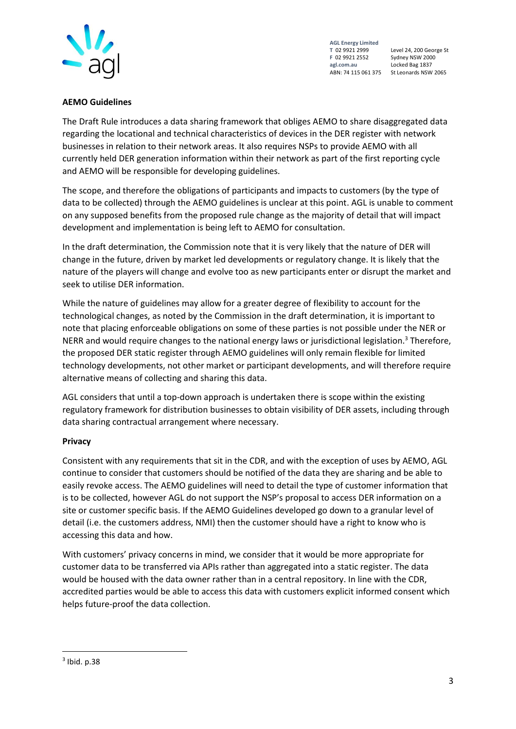**AEMO Guidelines**

The Draft Rule introduces a data sharing framework that obliges AEMO to share disaggregated data regarding the locational and technical characteristics of devices in the DER register with network businesses in relation to their network areas. It also requires NSPs to provide AEMO with all currently held DER generation information within their network as part of the first reporting cycle and AEMO will be responsible for developing guidelines.

The scope, and therefore the obligations of participants and impacts to customers (by the type of data to be collected) through the AEMO guidelines is unclear at this point. AGL is unable to comment on any supposed benefits from the proposed rule change as the majority of detail that will impact development and implementation is being left to AEMO for consultation.

In the draft determination, the Commission note that it is very likely that the nature of DER will change in the future, driven by market led developments or regulatory change. It is likely that the nature of the players will change and evolve too as new participants enter or disrupt the market and seek to utilise DER information.

While the nature of guidelines may allow for a greater degree of flexibility to account for the technological changes, as noted by the Commission in the draft determination, it is important to note that placing enforceable obligations on some of these parties is not possible under the NER or NERR and would require changes to the national energy laws or jurisdictional legislation.[3] Therefore, the proposed DER static register through AEMO guidelines will only remain flexible for limited technology developments, not other market or participant developments, and will therefore require alternative means of collecting and sharing this data.

AGL considers that until a top-down approach is undertaken there is scope within the existing regulatory framework for distribution businesses to obtain visibility of DER assets, including through data sharing contractual arrangement where necessary.

**Privacy**

Consistent with any requirements that sit in the CDR, and with the exception of uses by AEMO, AGL continue to consider that customers should be notified of the data they are sharing and be able to easily revoke access. The AEMO guidelines will need to detail the type of customer information that is to be collected, however AGL do not support the NSP's proposal to access DER information on a site or customer specific basis. If the AEMO Guidelines developed go down to a granular level of detail (i.e. the customers address, NMI) then the customer should have a right to know who is accessing this data and how.

With customers' privacy concerns in mind, we consider that it would be more appropriate for customer data to be transferred via APIs rather than aggregated into a static register. The data would be housed with the data owner rather than in a central repository. In line with the CDR, accredited parties would be able to access this data with customers explicit informed consent which helps future-proof the data collection.

[3] Ibid. p.38